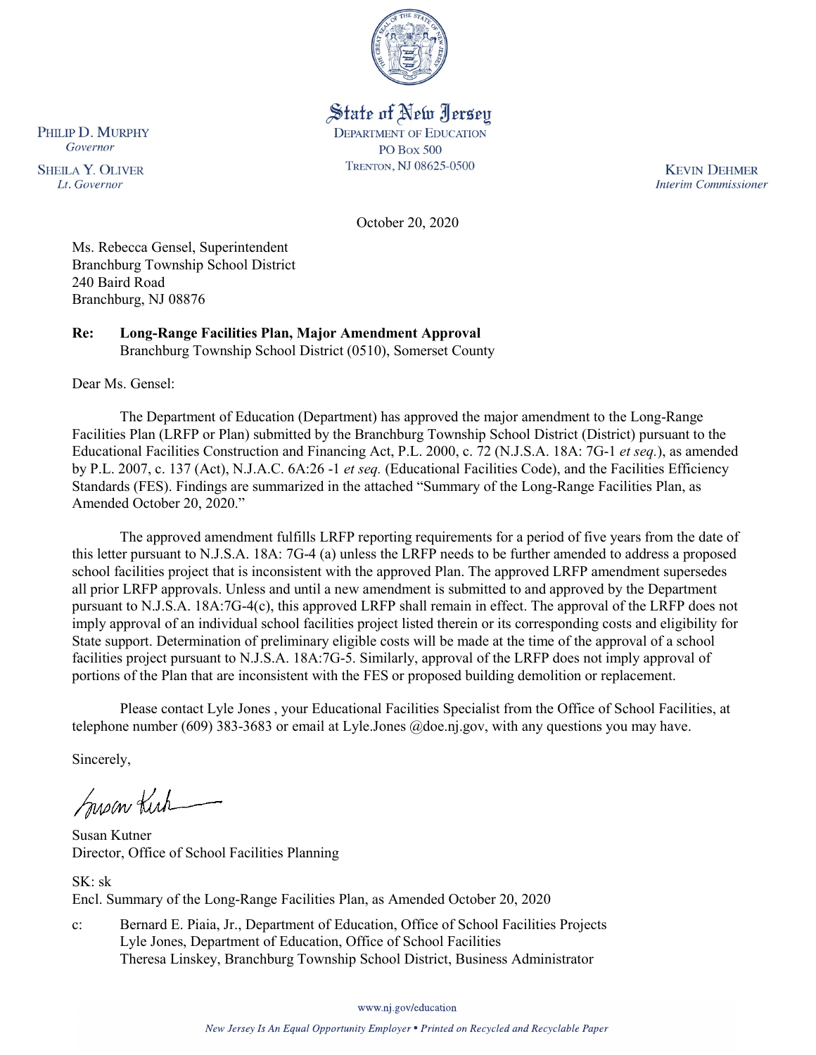State of New Jersey
DEPARTMENT OF EDUCATION
PO BOX 500
TRENTON, NJ 08625-0500

PHILIP D. MURPHY
*Governor*

SHEILA Y. OLIVER
*Lt. Governor*

KEVIN DEHMER
*Interim Commissioner*

October 20, 2020

Ms. Rebecca Gensel, Superintendent
Branchburg Township School District
240 Baird Road
Branchburg, NJ 08876

**Re: Long-Range Facilities Plan, Major Amendment Approval**
Branchburg Township School District (0510), Somerset County

Dear Ms. Gensel:

The Department of Education (Department) has approved the major amendment to the Long-Range Facilities Plan (LRFP or Plan) submitted by the Branchburg Township School District (District) pursuant to the Educational Facilities Construction and Financing Act, P.L. 2000, c. 72 (N.J.S.A. 18A: 7G-1 *et seq.*), as amended by P.L. 2007, c. 137 (Act), N.J.A.C. 6A:26 -1 *et seq.* (Educational Facilities Code), and the Facilities Efficiency Standards (FES). Findings are summarized in the attached "Summary of the Long-Range Facilities Plan, as Amended October 20, 2020."

The approved amendment fulfills LRFP reporting requirements for a period of five years from the date of this letter pursuant to N.J.S.A. 18A: 7G-4 (a) unless the LRFP needs to be further amended to address a proposed school facilities project that is inconsistent with the approved Plan. The approved LRFP amendment supersedes all prior LRFP approvals. Unless and until a new amendment is submitted to and approved by the Department pursuant to N.J.S.A. 18A:7G-4(c), this approved LRFP shall remain in effect. The approval of the LRFP does not imply approval of an individual school facilities project listed therein or its corresponding costs and eligibility for State support. Determination of preliminary eligible costs will be made at the time of the approval of a school facilities project pursuant to N.J.S.A. 18A:7G-5. Similarly, approval of the LRFP does not imply approval of portions of the Plan that are inconsistent with the FES or proposed building demolition or replacement.

Please contact Lyle Jones , your Educational Facilities Specialist from the Office of School Facilities, at telephone number (609) 383-3683 or email at Lyle.Jones @doe.nj.gov, with any questions you may have.

Sincerely,

Susan Kutner
Director, Office of School Facilities Planning

SK: sk
Encl. Summary of the Long-Range Facilities Plan, as Amended October 20, 2020

c: Bernard E. Piaia, Jr., Department of Education, Office of School Facilities Projects
Lyle Jones, Department of Education, Office of School Facilities
Theresa Linskey, Branchburg Township School District, Business Administrator

www.nj.gov/education

*New Jersey Is An Equal Opportunity Employer • Printed on Recycled and Recyclable Paper*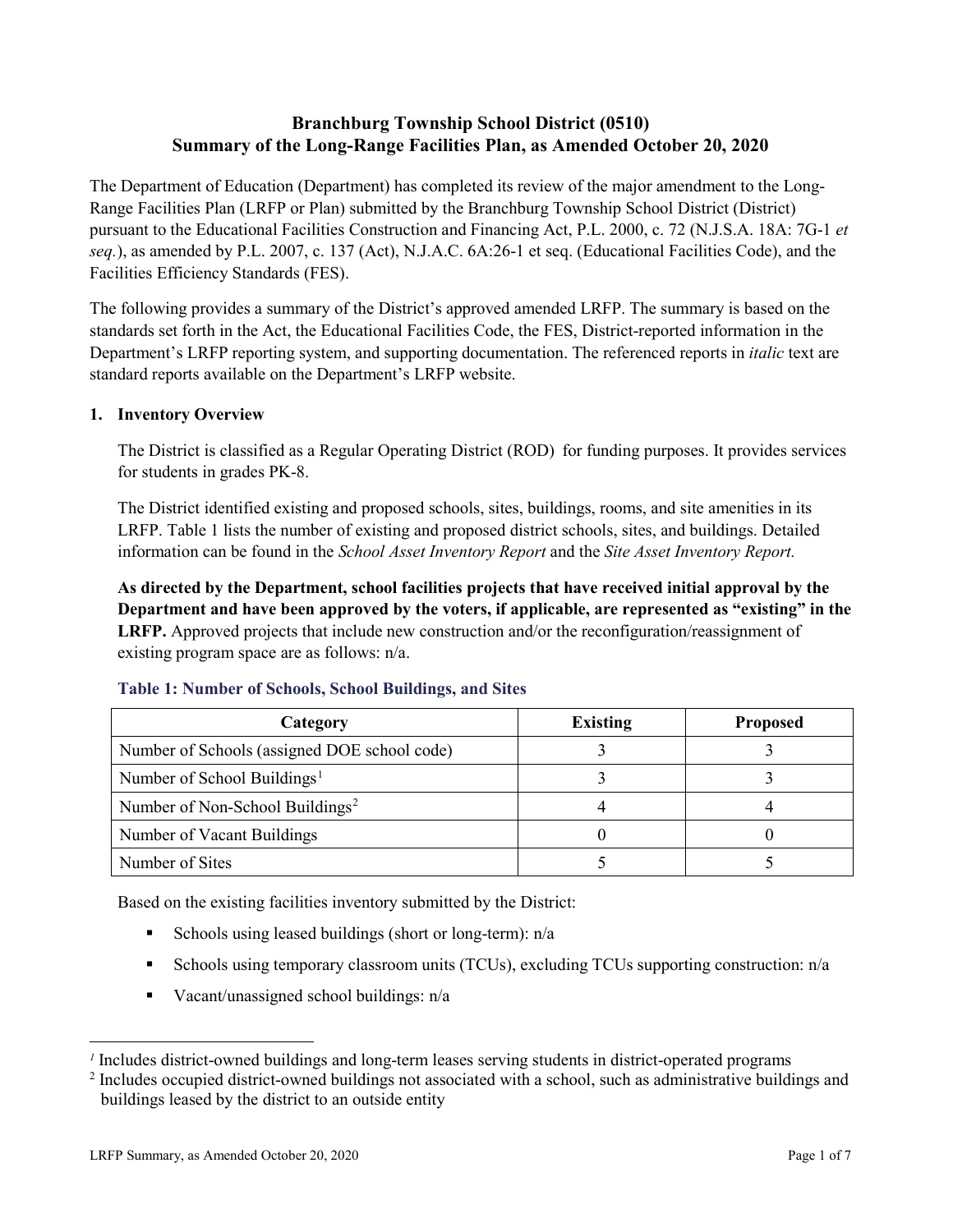# Branchburg Township School District (0510)
# Summary of the Long-Range Facilities Plan, as Amended October 20, 2020

The Department of Education (Department) has completed its review of the major amendment to the Long-Range Facilities Plan (LRFP or Plan) submitted by the Branchburg Township School District (District) pursuant to the Educational Facilities Construction and Financing Act, P.L. 2000, c. 72 (N.J.S.A. 18A: 7G-1 *et seq.*), as amended by P.L. 2007, c. 137 (Act), N.J.A.C. 6A:26-1 et seq. (Educational Facilities Code), and the Facilities Efficiency Standards (FES).

The following provides a summary of the District's approved amended LRFP. The summary is based on the standards set forth in the Act, the Educational Facilities Code, the FES, District-reported information in the Department's LRFP reporting system, and supporting documentation. The referenced reports in *italic* text are standard reports available on the Department's LRFP website.

## 1. Inventory Overview

The District is classified as a Regular Operating District (ROD) for funding purposes. It provides services for students in grades PK-8.

The District identified existing and proposed schools, sites, buildings, rooms, and site amenities in its LRFP. Table 1 lists the number of existing and proposed district schools, sites, and buildings. Detailed information can be found in the *School Asset Inventory Report* and the *Site Asset Inventory Report.*

**As directed by the Department, school facilities projects that have received initial approval by the Department and have been approved by the voters, if applicable, are represented as "existing" in the LRFP.** Approved projects that include new construction and/or the reconfiguration/reassignment of existing program space are as follows: n/a.

### Table 1: Number of Schools, School Buildings, and Sites

| Category | Existing | Proposed |
|---|---|---|
| Number of Schools (assigned DOE school code) | 3 | 3 |
| Number of School Buildings[1] | 3 | 3 |
| Number of Non-School Buildings[2] | 4 | 4 |
| Number of Vacant Buildings | 0 | 0 |
| Number of Sites | 5 | 5 |

Based on the existing facilities inventory submitted by the District:

- Schools using leased buildings (short or long-term): n/a
- Schools using temporary classroom units (TCUs), excluding TCUs supporting construction: n/a
- Vacant/unassigned school buildings: n/a

[1] Includes district-owned buildings and long-term leases serving students in district-operated programs

[2] Includes occupied district-owned buildings not associated with a school, such as administrative buildings and buildings leased by the district to an outside entity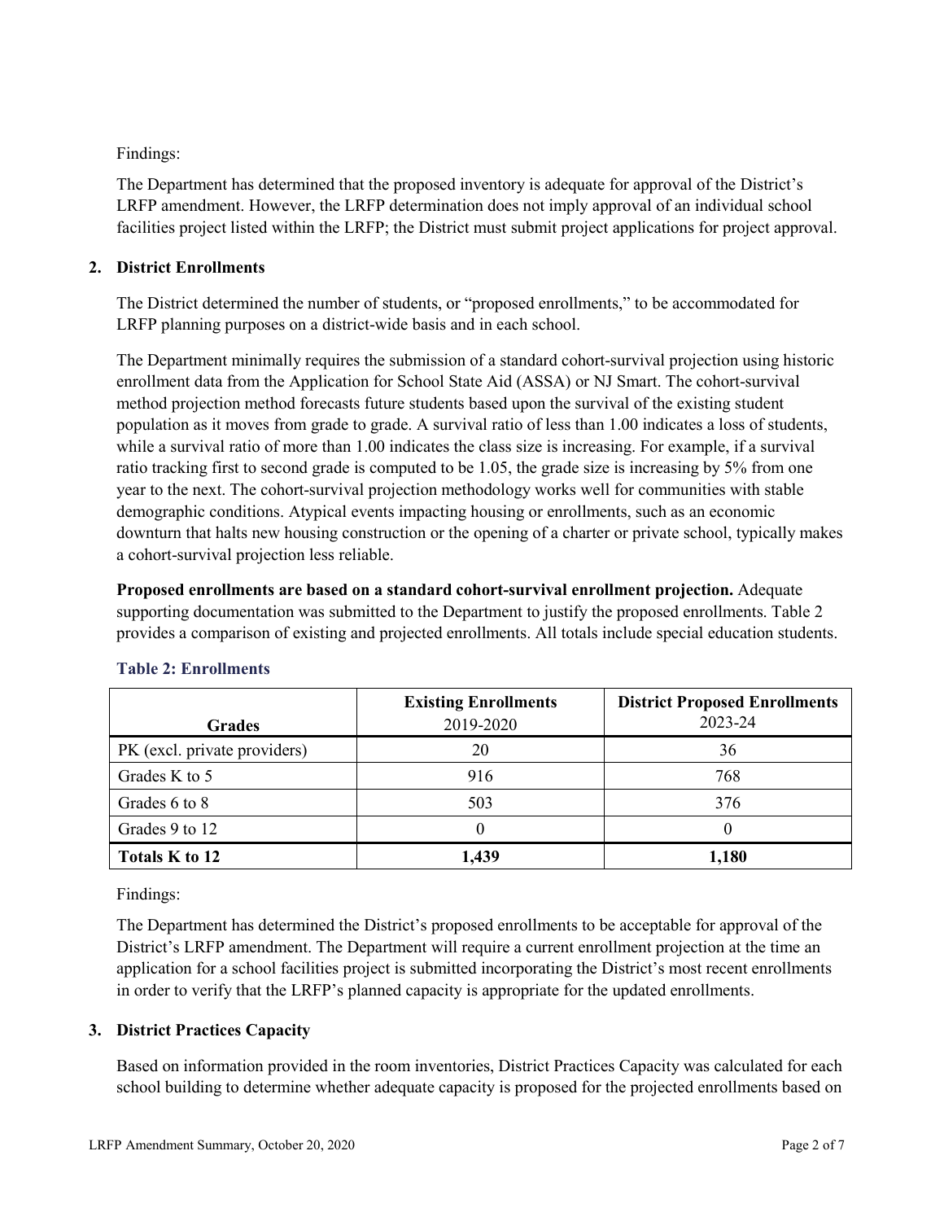Findings:

The Department has determined that the proposed inventory is adequate for approval of the District's LRFP amendment. However, the LRFP determination does not imply approval of an individual school facilities project listed within the LRFP; the District must submit project applications for project approval.

## 2. District Enrollments

The District determined the number of students, or "proposed enrollments," to be accommodated for LRFP planning purposes on a district-wide basis and in each school.

The Department minimally requires the submission of a standard cohort-survival projection using historic enrollment data from the Application for School State Aid (ASSA) or NJ Smart. The cohort-survival method projection method forecasts future students based upon the survival of the existing student population as it moves from grade to grade. A survival ratio of less than 1.00 indicates a loss of students, while a survival ratio of more than 1.00 indicates the class size is increasing. For example, if a survival ratio tracking first to second grade is computed to be 1.05, the grade size is increasing by 5% from one year to the next. The cohort-survival projection methodology works well for communities with stable demographic conditions. Atypical events impacting housing or enrollments, such as an economic downturn that halts new housing construction or the opening of a charter or private school, typically makes a cohort-survival projection less reliable.

**Proposed enrollments are based on a standard cohort-survival enrollment projection.** Adequate supporting documentation was submitted to the Department to justify the proposed enrollments. Table 2 provides a comparison of existing and projected enrollments. All totals include special education students.

### Table 2: Enrollments

| Grades | **Existing Enrollments** 2019-2020 | **District Proposed Enrollments** 2023-24 |
|---|---|---|
| PK (excl. private providers) | 20 | 36 |
| Grades K to 5 | 916 | 768 |
| Grades 6 to 8 | 503 | 376 |
| Grades 9 to 12 | 0 | 0 |
| **Totals K to 12** | **1,439** | **1,180** |

Findings:

The Department has determined the District's proposed enrollments to be acceptable for approval of the District's LRFP amendment. The Department will require a current enrollment projection at the time an application for a school facilities project is submitted incorporating the District's most recent enrollments in order to verify that the LRFP's planned capacity is appropriate for the updated enrollments.

## 3. District Practices Capacity

Based on information provided in the room inventories, District Practices Capacity was calculated for each school building to determine whether adequate capacity is proposed for the projected enrollments based on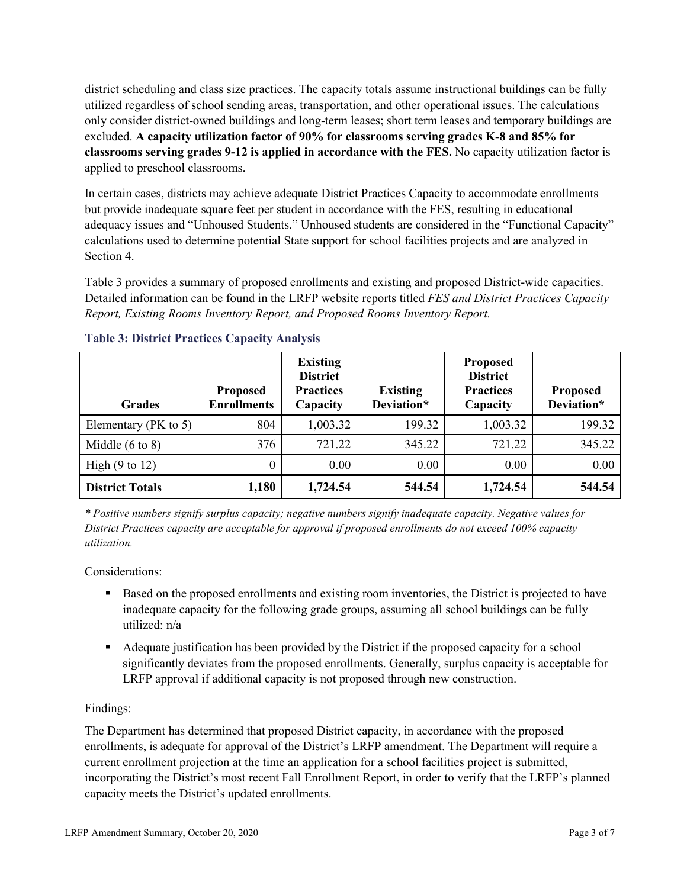district scheduling and class size practices. The capacity totals assume instructional buildings can be fully utilized regardless of school sending areas, transportation, and other operational issues. The calculations only consider district-owned buildings and long-term leases; short term leases and temporary buildings are excluded. **A capacity utilization factor of 90% for classrooms serving grades K-8 and 85% for classrooms serving grades 9-12 is applied in accordance with the FES.** No capacity utilization factor is applied to preschool classrooms.

In certain cases, districts may achieve adequate District Practices Capacity to accommodate enrollments but provide inadequate square feet per student in accordance with the FES, resulting in educational adequacy issues and "Unhoused Students." Unhoused students are considered in the "Functional Capacity" calculations used to determine potential State support for school facilities projects and are analyzed in Section 4.

Table 3 provides a summary of proposed enrollments and existing and proposed District-wide capacities. Detailed information can be found in the LRFP website reports titled *FES and District Practices Capacity Report, Existing Rooms Inventory Report, and Proposed Rooms Inventory Report.*

**Table 3: District Practices Capacity Analysis**

| Grades | Proposed Enrollments | Existing District Practices Capacity | Existing Deviation* | Proposed District Practices Capacity | Proposed Deviation* |
|---|---|---|---|---|---|
| Elementary (PK to 5) | 804 | 1,003.32 | 199.32 | 1,003.32 | 199.32 |
| Middle (6 to 8) | 376 | 721.22 | 345.22 | 721.22 | 345.22 |
| High (9 to 12) | 0 | 0.00 | 0.00 | 0.00 | 0.00 |
| **District Totals** | **1,180** | **1,724.54** | **544.54** | **1,724.54** | **544.54** |

*\* Positive numbers signify surplus capacity; negative numbers signify inadequate capacity. Negative values for District Practices capacity are acceptable for approval if proposed enrollments do not exceed 100% capacity utilization.*

Considerations:

- Based on the proposed enrollments and existing room inventories, the District is projected to have inadequate capacity for the following grade groups, assuming all school buildings can be fully utilized: n/a
- Adequate justification has been provided by the District if the proposed capacity for a school significantly deviates from the proposed enrollments. Generally, surplus capacity is acceptable for LRFP approval if additional capacity is not proposed through new construction.

Findings:

The Department has determined that proposed District capacity, in accordance with the proposed enrollments, is adequate for approval of the District's LRFP amendment. The Department will require a current enrollment projection at the time an application for a school facilities project is submitted, incorporating the District's most recent Fall Enrollment Report, in order to verify that the LRFP's planned capacity meets the District's updated enrollments.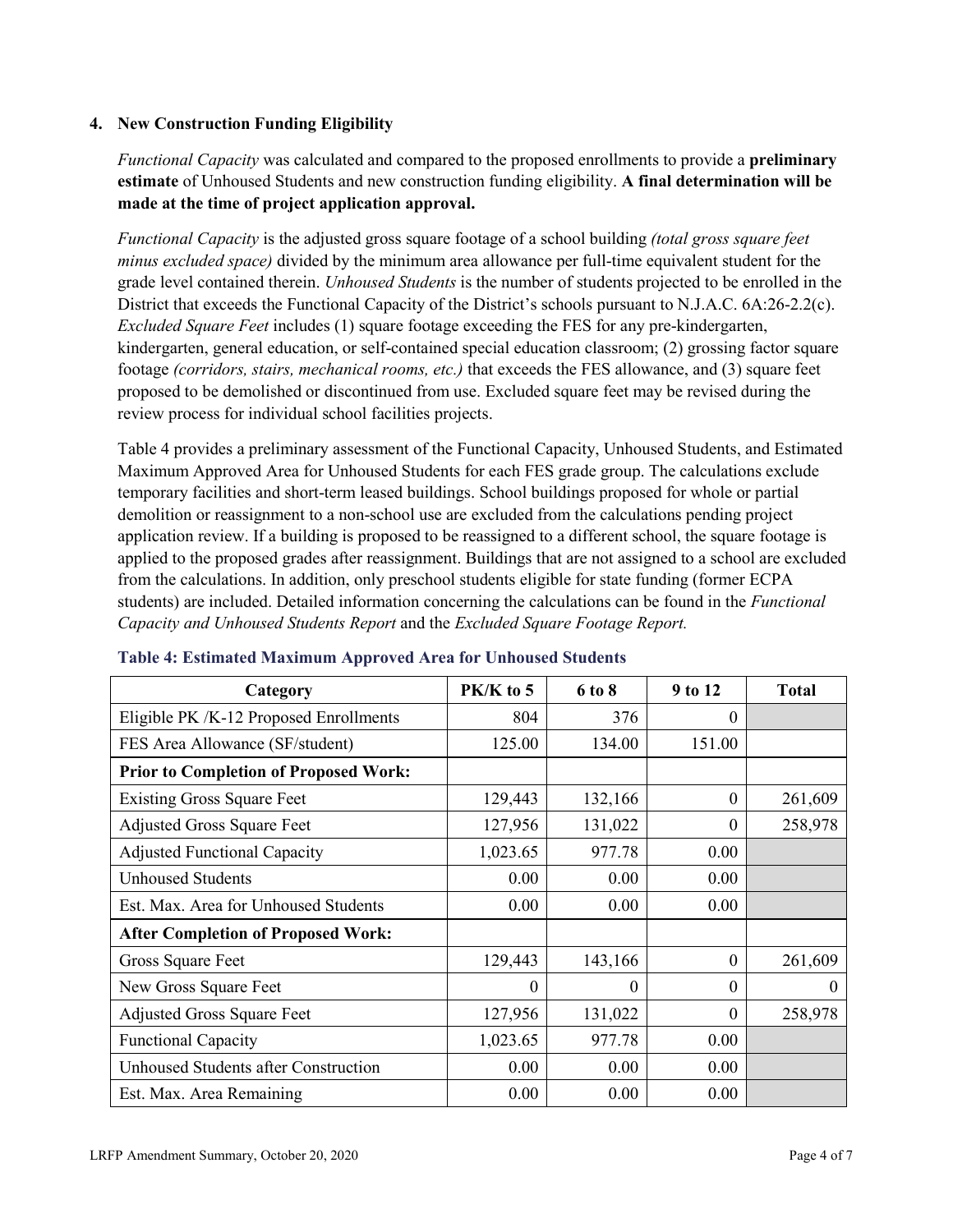### 4. New Construction Funding Eligibility

*Functional Capacity* was calculated and compared to the proposed enrollments to provide a **preliminary estimate** of Unhoused Students and new construction funding eligibility. **A final determination will be made at the time of project application approval.**

*Functional Capacity* is the adjusted gross square footage of a school building *(total gross square feet minus excluded space)* divided by the minimum area allowance per full-time equivalent student for the grade level contained therein. *Unhoused Students* is the number of students projected to be enrolled in the District that exceeds the Functional Capacity of the District's schools pursuant to N.J.A.C. 6A:26-2.2(c). *Excluded Square Feet* includes (1) square footage exceeding the FES for any pre-kindergarten, kindergarten, general education, or self-contained special education classroom; (2) grossing factor square footage *(corridors, stairs, mechanical rooms, etc.)* that exceeds the FES allowance, and (3) square feet proposed to be demolished or discontinued from use. Excluded square feet may be revised during the review process for individual school facilities projects.

Table 4 provides a preliminary assessment of the Functional Capacity, Unhoused Students, and Estimated Maximum Approved Area for Unhoused Students for each FES grade group. The calculations exclude temporary facilities and short-term leased buildings. School buildings proposed for whole or partial demolition or reassignment to a non-school use are excluded from the calculations pending project application review. If a building is proposed to be reassigned to a different school, the square footage is applied to the proposed grades after reassignment. Buildings that are not assigned to a school are excluded from the calculations. In addition, only preschool students eligible for state funding (former ECPA students) are included. Detailed information concerning the calculations can be found in the *Functional Capacity and Unhoused Students Report* and the *Excluded Square Footage Report.*

**Table 4: Estimated Maximum Approved Area for Unhoused Students**

| Category | PK/K to 5 | 6 to 8 | 9 to 12 | Total |
|---|---|---|---|---|
| Eligible PK /K-12 Proposed Enrollments | 804 | 376 | 0 | |
| FES Area Allowance (SF/student) | 125.00 | 134.00 | 151.00 | |
| **Prior to Completion of Proposed Work:** | | | | |
| Existing Gross Square Feet | 129,443 | 132,166 | 0 | 261,609 |
| Adjusted Gross Square Feet | 127,956 | 131,022 | 0 | 258,978 |
| Adjusted Functional Capacity | 1,023.65 | 977.78 | 0.00 | |
| Unhoused Students | 0.00 | 0.00 | 0.00 | |
| Est. Max. Area for Unhoused Students | 0.00 | 0.00 | 0.00 | |
| **After Completion of Proposed Work:** | | | | |
| Gross Square Feet | 129,443 | 143,166 | 0 | 261,609 |
| New Gross Square Feet | 0 | 0 | 0 | 0 |
| Adjusted Gross Square Feet | 127,956 | 131,022 | 0 | 258,978 |
| Functional Capacity | 1,023.65 | 977.78 | 0.00 | |
| Unhoused Students after Construction | 0.00 | 0.00 | 0.00 | |
| Est. Max. Area Remaining | 0.00 | 0.00 | 0.00 | |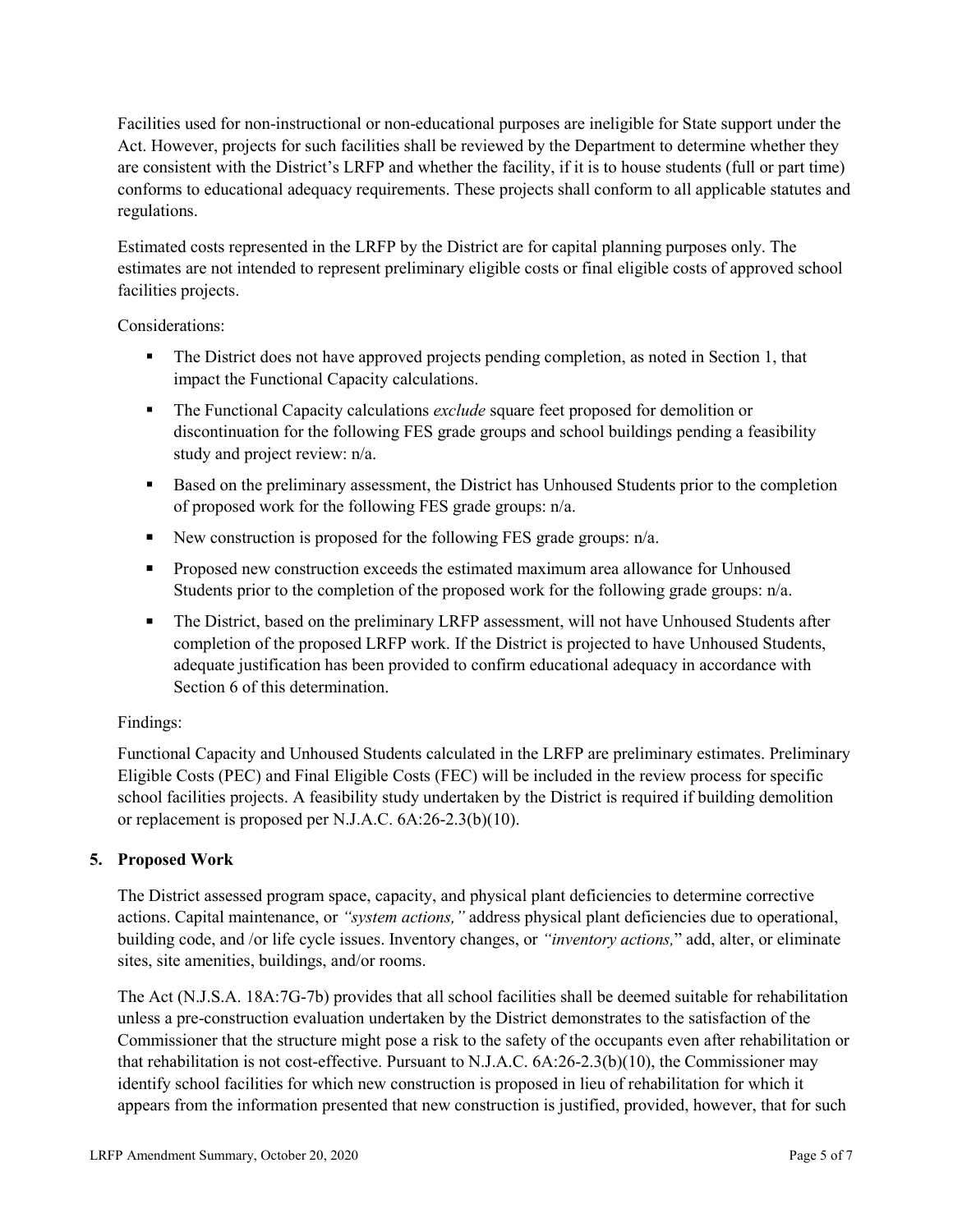Facilities used for non-instructional or non-educational purposes are ineligible for State support under the Act. However, projects for such facilities shall be reviewed by the Department to determine whether they are consistent with the District's LRFP and whether the facility, if it is to house students (full or part time) conforms to educational adequacy requirements. These projects shall conform to all applicable statutes and regulations.

Estimated costs represented in the LRFP by the District are for capital planning purposes only. The estimates are not intended to represent preliminary eligible costs or final eligible costs of approved school facilities projects.

Considerations:

- The District does not have approved projects pending completion, as noted in Section 1, that impact the Functional Capacity calculations.
- The Functional Capacity calculations *exclude* square feet proposed for demolition or discontinuation for the following FES grade groups and school buildings pending a feasibility study and project review: n/a.
- Based on the preliminary assessment, the District has Unhoused Students prior to the completion of proposed work for the following FES grade groups: n/a.
- New construction is proposed for the following FES grade groups: n/a.
- Proposed new construction exceeds the estimated maximum area allowance for Unhoused Students prior to the completion of the proposed work for the following grade groups: n/a.
- The District, based on the preliminary LRFP assessment, will not have Unhoused Students after completion of the proposed LRFP work. If the District is projected to have Unhoused Students, adequate justification has been provided to confirm educational adequacy in accordance with Section 6 of this determination.

Findings:

Functional Capacity and Unhoused Students calculated in the LRFP are preliminary estimates. Preliminary Eligible Costs (PEC) and Final Eligible Costs (FEC) will be included in the review process for specific school facilities projects. A feasibility study undertaken by the District is required if building demolition or replacement is proposed per N.J.A.C. 6A:26-2.3(b)(10).

## 5. Proposed Work

The District assessed program space, capacity, and physical plant deficiencies to determine corrective actions. Capital maintenance, or *"system actions,"* address physical plant deficiencies due to operational, building code, and /or life cycle issues. Inventory changes, or *"inventory actions,"* add, alter, or eliminate sites, site amenities, buildings, and/or rooms.

The Act (N.J.S.A. 18A:7G-7b) provides that all school facilities shall be deemed suitable for rehabilitation unless a pre-construction evaluation undertaken by the District demonstrates to the satisfaction of the Commissioner that the structure might pose a risk to the safety of the occupants even after rehabilitation or that rehabilitation is not cost-effective. Pursuant to N.J.A.C. 6A:26-2.3(b)(10), the Commissioner may identify school facilities for which new construction is proposed in lieu of rehabilitation for which it appears from the information presented that new construction is justified, provided, however, that for such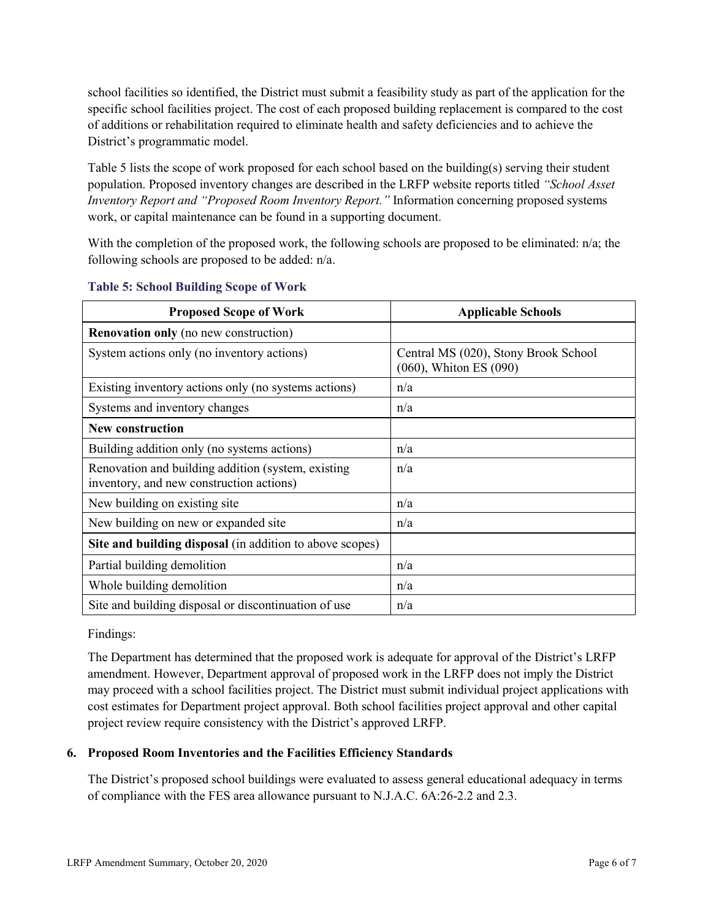school facilities so identified, the District must submit a feasibility study as part of the application for the specific school facilities project. The cost of each proposed building replacement is compared to the cost of additions or rehabilitation required to eliminate health and safety deficiencies and to achieve the District's programmatic model.

Table 5 lists the scope of work proposed for each school based on the building(s) serving their student population. Proposed inventory changes are described in the LRFP website reports titled *"School Asset Inventory Report and "Proposed Room Inventory Report."* Information concerning proposed systems work, or capital maintenance can be found in a supporting document.

With the completion of the proposed work, the following schools are proposed to be eliminated: n/a; the following schools are proposed to be added: n/a.

**Table 5: School Building Scope of Work**

| Proposed Scope of Work | Applicable Schools |
|---|---|
| **Renovation only** (no new construction) | |
| System actions only (no inventory actions) | Central MS (020), Stony Brook School (060), Whiton ES (090) |
| Existing inventory actions only (no systems actions) | n/a |
| Systems and inventory changes | n/a |
| **New construction** | |
| Building addition only (no systems actions) | n/a |
| Renovation and building addition (system, existing inventory, and new construction actions) | n/a |
| New building on existing site | n/a |
| New building on new or expanded site | n/a |
| **Site and building disposal** (in addition to above scopes) | |
| Partial building demolition | n/a |
| Whole building demolition | n/a |
| Site and building disposal or discontinuation of use | n/a |

Findings:

The Department has determined that the proposed work is adequate for approval of the District's LRFP amendment. However, Department approval of proposed work in the LRFP does not imply the District may proceed with a school facilities project. The District must submit individual project applications with cost estimates for Department project approval. Both school facilities project approval and other capital project review require consistency with the District's approved LRFP.

## 6. Proposed Room Inventories and the Facilities Efficiency Standards

The District's proposed school buildings were evaluated to assess general educational adequacy in terms of compliance with the FES area allowance pursuant to N.J.A.C. 6A:26-2.2 and 2.3.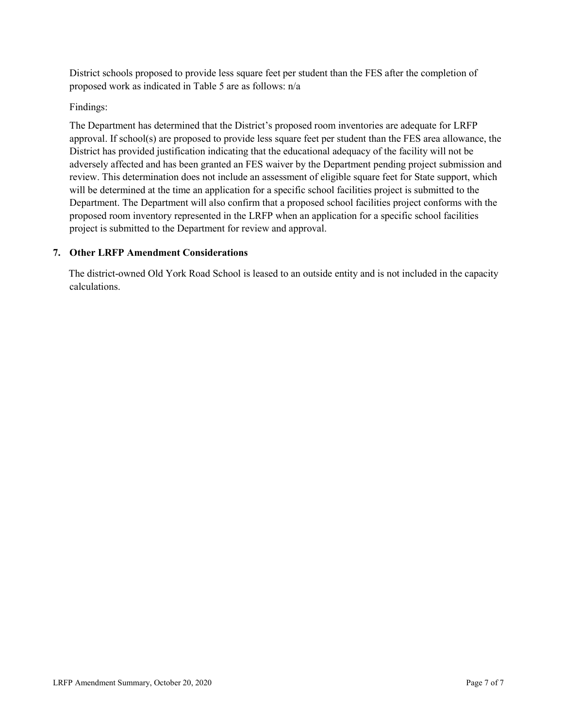District schools proposed to provide less square feet per student than the FES after the completion of proposed work as indicated in Table 5 are as follows: n/a

Findings:

The Department has determined that the District's proposed room inventories are adequate for LRFP approval. If school(s) are proposed to provide less square feet per student than the FES area allowance, the District has provided justification indicating that the educational adequacy of the facility will not be adversely affected and has been granted an FES waiver by the Department pending project submission and review. This determination does not include an assessment of eligible square feet for State support, which will be determined at the time an application for a specific school facilities project is submitted to the Department. The Department will also confirm that a proposed school facilities project conforms with the proposed room inventory represented in the LRFP when an application for a specific school facilities project is submitted to the Department for review and approval.

## 7. Other LRFP Amendment Considerations

The district-owned Old York Road School is leased to an outside entity and is not included in the capacity calculations.